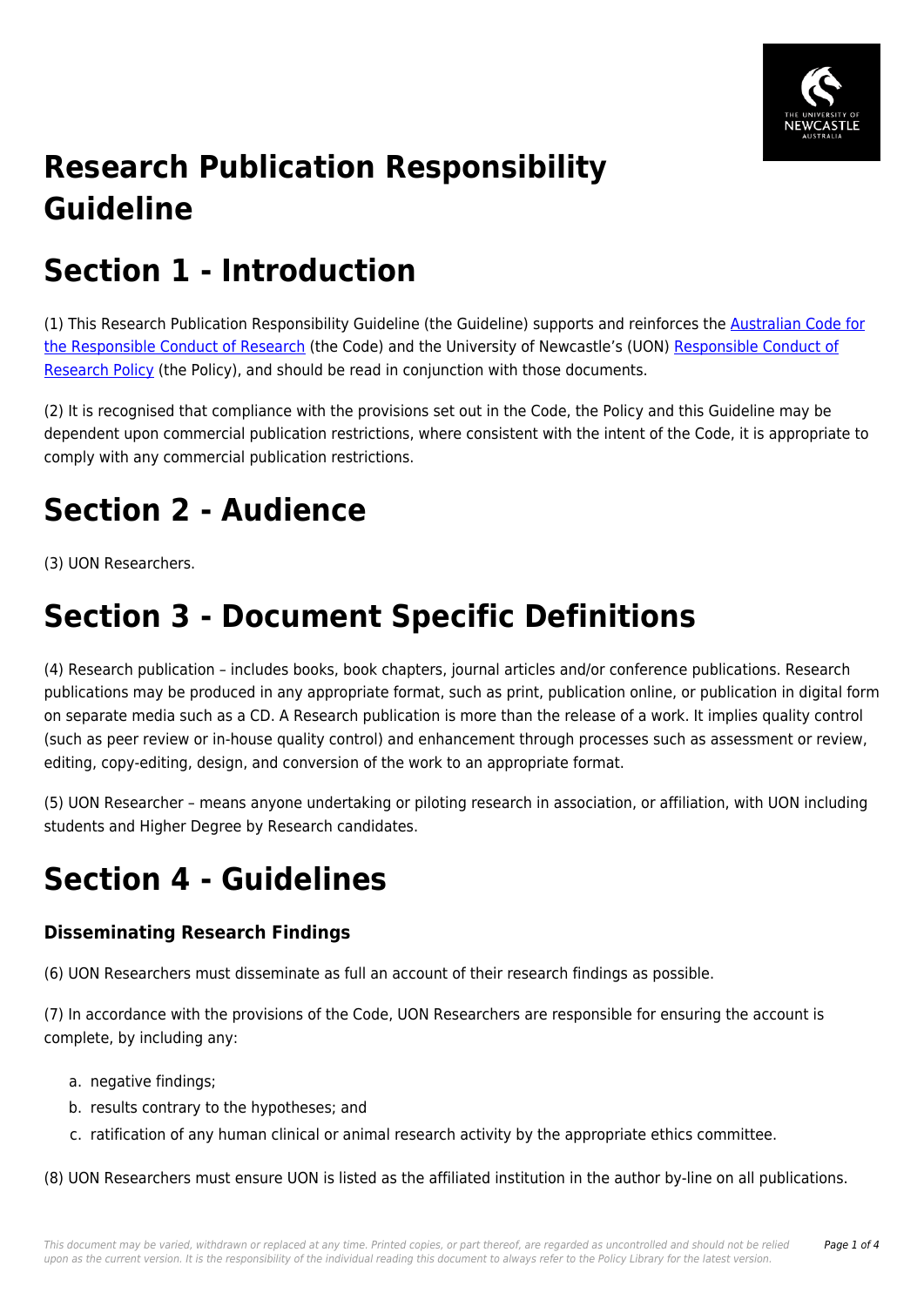# Research Publication Responsibility Guideline

# Section 1 - Introduction

(1) This Research Publication Responsibility Guideline (the Guideline) supports and reinforces the Australian Code for the Responsible Conduct of Research (the Code) and the University of Newcastle's (UON) Responsible Conduct of Research Policy (the Policy), and should be read in conjunction with those documents.

(2) It is recognised that compliance with the provisions set out in the Code, the Policy and this Guideline may be dependent upon commercial publication restrictions, where consistent with the intent of the Code, it is appropriate to comply with any commercial publication restrictions.

# Section 2 - Audience

(3) UON Researchers.

# Section 3 - Document Specific Definitions

(4) Research publication – includes books, book chapters, journal articles and/or conference publications. Research publications may be produced in any appropriate format, such as print, publication online, or publication in digital form on separate media such as a CD. A Research publication is more than the release of a work. It implies quality control (such as peer review or in-house quality control) and enhancement through processes such as assessment or review, editing, copy-editing, design, and conversion of the work to an appropriate format.

(5) UON Researcher – means anyone undertaking or piloting research in association, or affiliation, with UON including students and Higher Degree by Research candidates.

# Section 4 - Guidelines

### Disseminating Research Findings

(6) UON Researchers must disseminate as full an account of their research findings as possible.

(7) In accordance with the provisions of the Code, UON Researchers are responsible for ensuring the account is complete, by including any:

a. negative findings;
b. results contrary to the hypotheses; and
c. ratification of any human clinical or animal research activity by the appropriate ethics committee.

(8) UON Researchers must ensure UON is listed as the affiliated institution in the author by-line on all publications.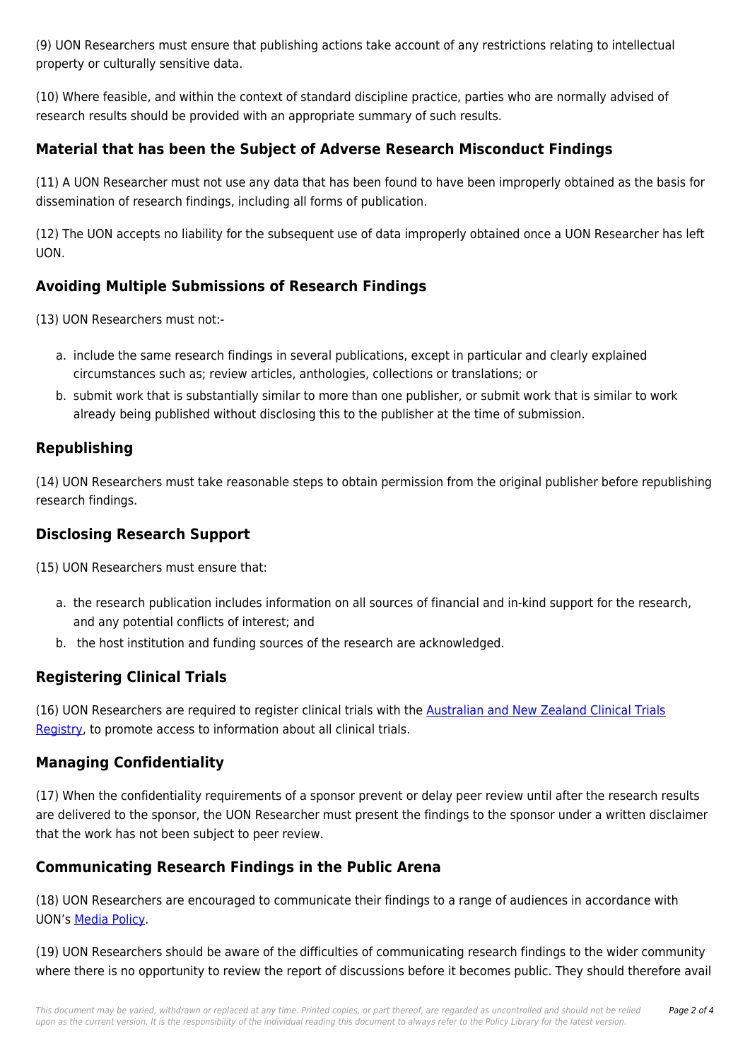(9) UON Researchers must ensure that publishing actions take account of any restrictions relating to intellectual property or culturally sensitive data.

(10) Where feasible, and within the context of standard discipline practice, parties who are normally advised of research results should be provided with an appropriate summary of such results.

### Material that has been the Subject of Adverse Research Misconduct Findings

(11) A UON Researcher must not use any data that has been found to have been improperly obtained as the basis for dissemination of research findings, including all forms of publication.

(12) The UON accepts no liability for the subsequent use of data improperly obtained once a UON Researcher has left UON.

### Avoiding Multiple Submissions of Research Findings

(13) UON Researchers must not:-

a. include the same research findings in several publications, except in particular and clearly explained circumstances such as; review articles, anthologies, collections or translations; or
b. submit work that is substantially similar to more than one publisher, or submit work that is similar to work already being published without disclosing this to the publisher at the time of submission.

### Republishing

(14) UON Researchers must take reasonable steps to obtain permission from the original publisher before republishing research findings.

### Disclosing Research Support

(15) UON Researchers must ensure that:

a. the research publication includes information on all sources of financial and in-kind support for the research, and any potential conflicts of interest; and
b. the host institution and funding sources of the research are acknowledged.

### Registering Clinical Trials

(16) UON Researchers are required to register clinical trials with the Australian and New Zealand Clinical Trials Registry, to promote access to information about all clinical trials.

### Managing Confidentiality

(17) When the confidentiality requirements of a sponsor prevent or delay peer review until after the research results are delivered to the sponsor, the UON Researcher must present the findings to the sponsor under a written disclaimer that the work has not been subject to peer review.

### Communicating Research Findings in the Public Arena

(18) UON Researchers are encouraged to communicate their findings to a range of audiences in accordance with UON's Media Policy.

(19) UON Researchers should be aware of the difficulties of communicating research findings to the wider community where there is no opportunity to review the report of discussions before it becomes public. They should therefore avail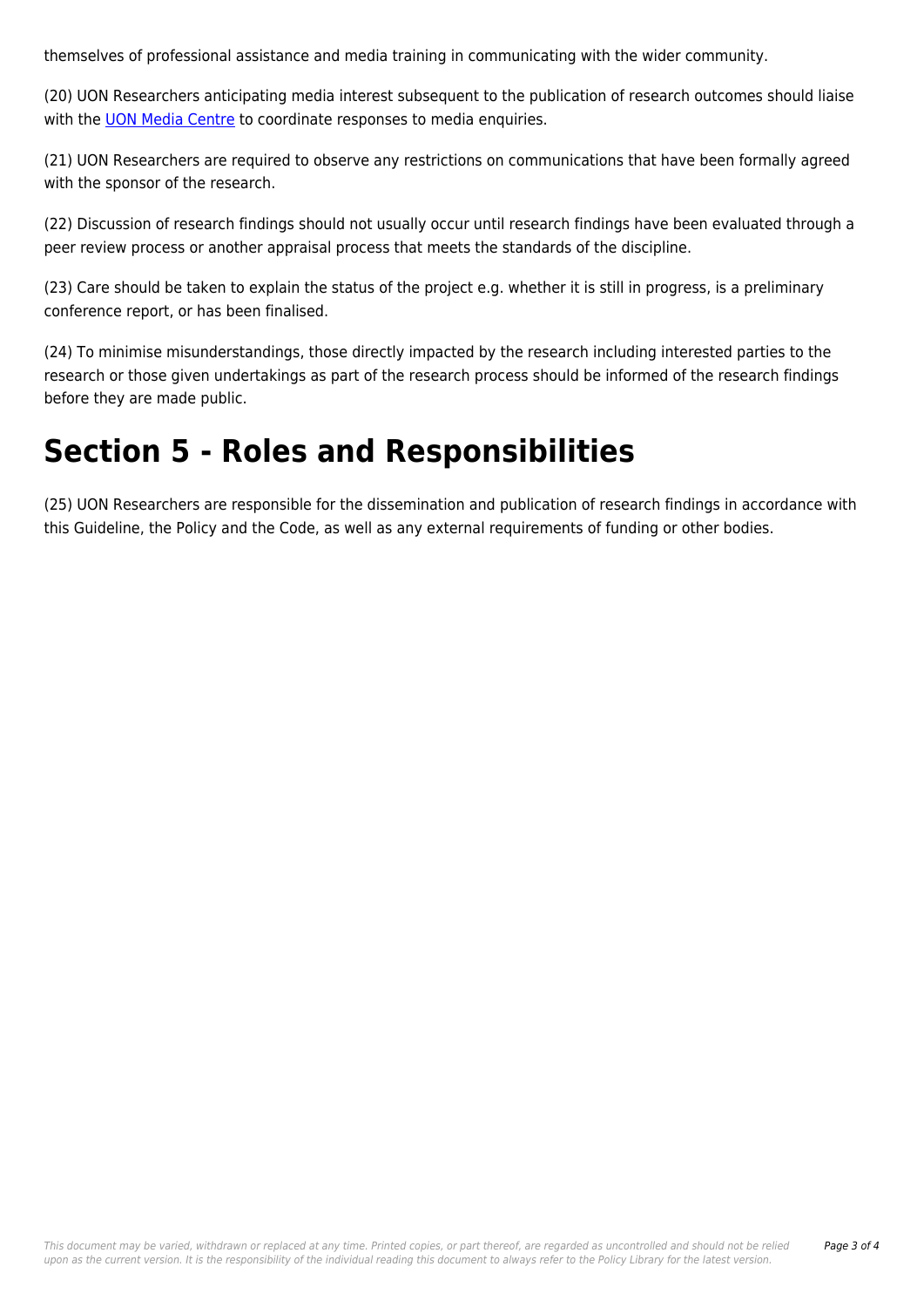themselves of professional assistance and media training in communicating with the wider community.

(20) UON Researchers anticipating media interest subsequent to the publication of research outcomes should liaise with the UON Media Centre to coordinate responses to media enquiries.

(21) UON Researchers are required to observe any restrictions on communications that have been formally agreed with the sponsor of the research.

(22) Discussion of research findings should not usually occur until research findings have been evaluated through a peer review process or another appraisal process that meets the standards of the discipline.

(23) Care should be taken to explain the status of the project e.g. whether it is still in progress, is a preliminary conference report, or has been finalised.

(24) To minimise misunderstandings, those directly impacted by the research including interested parties to the research or those given undertakings as part of the research process should be informed of the research findings before they are made public.

# Section 5 - Roles and Responsibilities

(25) UON Researchers are responsible for the dissemination and publication of research findings in accordance with this Guideline, the Policy and the Code, as well as any external requirements of funding or other bodies.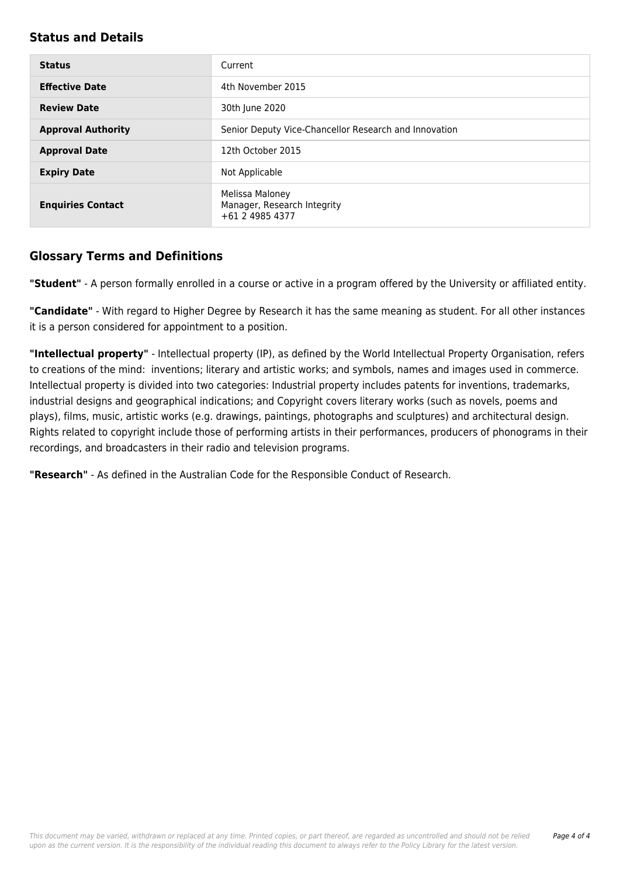## Status and Details

| | |
|---|---|
| **Status** | Current |
| **Effective Date** | 4th November 2015 |
| **Review Date** | 30th June 2020 |
| **Approval Authority** | Senior Deputy Vice-Chancellor Research and Innovation |
| **Approval Date** | 12th October 2015 |
| **Expiry Date** | Not Applicable |
| **Enquiries Contact** | Melissa Maloney<br>Manager, Research Integrity<br>+61 2 4985 4377 |

## Glossary Terms and Definitions

**"Student"** - A person formally enrolled in a course or active in a program offered by the University or affiliated entity.

**"Candidate"** - With regard to Higher Degree by Research it has the same meaning as student. For all other instances it is a person considered for appointment to a position.

**"Intellectual property"** - Intellectual property (IP), as defined by the World Intellectual Property Organisation, refers to creations of the mind: inventions; literary and artistic works; and symbols, names and images used in commerce. Intellectual property is divided into two categories: Industrial property includes patents for inventions, trademarks, industrial designs and geographical indications; and Copyright covers literary works (such as novels, poems and plays), films, music, artistic works (e.g. drawings, paintings, photographs and sculptures) and architectural design. Rights related to copyright include those of performing artists in their performances, producers of phonograms in their recordings, and broadcasters in their radio and television programs.

**"Research"** - As defined in the Australian Code for the Responsible Conduct of Research.

*This document may be varied, withdrawn or replaced at any time. Printed copies, or part thereof, are regarded as uncontrolled and should not be relied upon as the current version. It is the responsibility of the individual reading this document to always refer to the Policy Library for the latest version.*